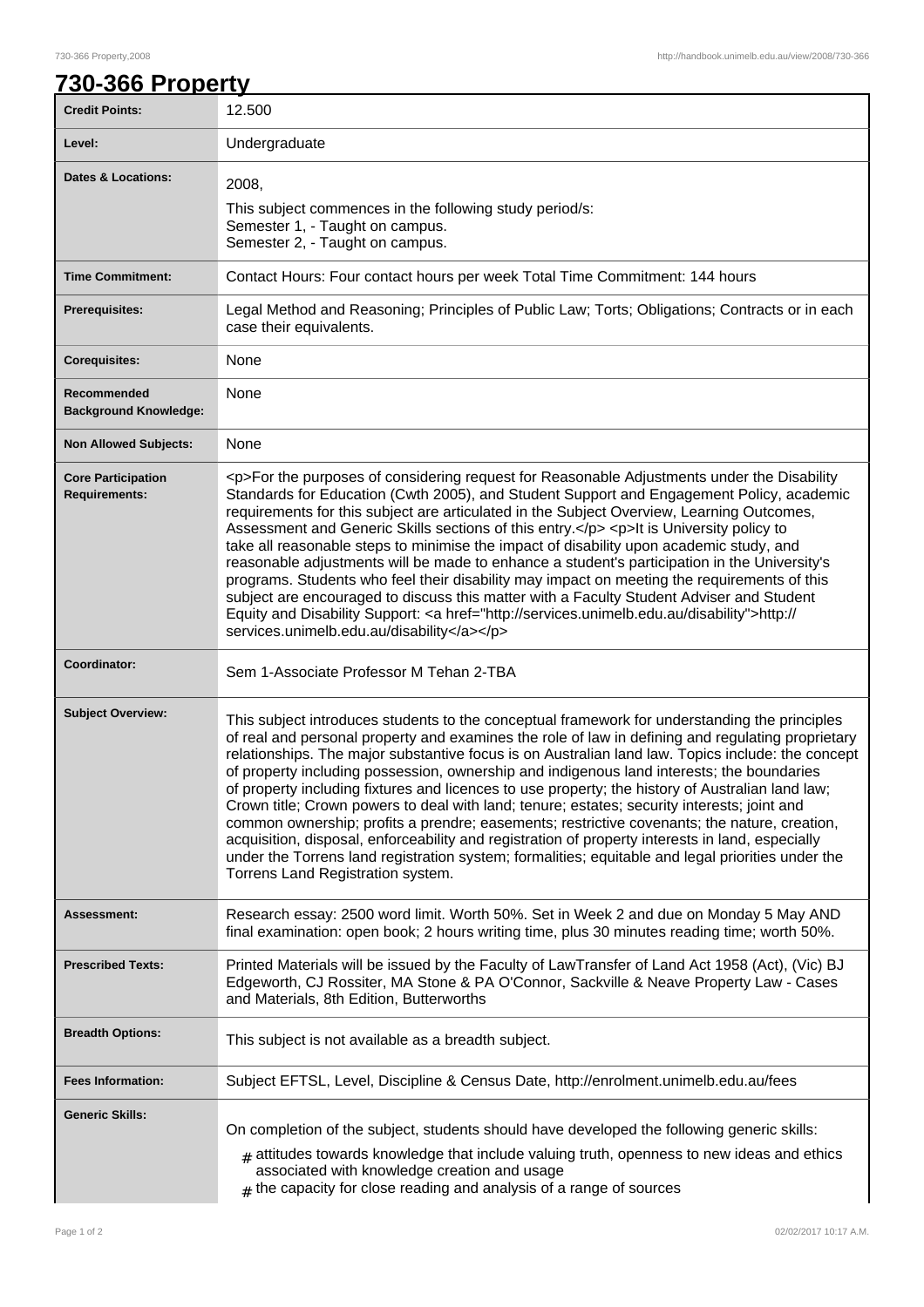# 730-366 Property

| | |
|---|---|
| **Credit Points:** | 12.500 |
| **Level:** | Undergraduate |
| **Dates & Locations:** | 2008,<br>This subject commences in the following study period/s:<br>Semester 1, - Taught on campus.<br>Semester 2, - Taught on campus. |
| **Time Commitment:** | Contact Hours: Four contact hours per week Total Time Commitment: 144 hours |
| **Prerequisites:** | Legal Method and Reasoning; Principles of Public Law; Torts; Obligations; Contracts or in each case their equivalents. |
| **Corequisites:** | None |
| **Recommended Background Knowledge:** | None |
| **Non Allowed Subjects:** | None |
| **Core Participation Requirements:** | <p>For the purposes of considering request for Reasonable Adjustments under the Disability Standards for Education (Cwth 2005), and Student Support and Engagement Policy, academic requirements for this subject are articulated in the Subject Overview, Learning Outcomes, Assessment and Generic Skills sections of this entry.</p> <p>It is University policy to take all reasonable steps to minimise the impact of disability upon academic study, and reasonable adjustments will be made to enhance a student's participation in the University's programs. Students who feel their disability may impact on meeting the requirements of this subject are encouraged to discuss this matter with a Faculty Student Adviser and Student Equity and Disability Support: <a href="http://services.unimelb.edu.au/disability">http://services.unimelb.edu.au/disability</a></p> |
| **Coordinator:** | Sem 1-Associate Professor M Tehan 2-TBA |
| **Subject Overview:** | This subject introduces students to the conceptual framework for understanding the principles of real and personal property and examines the role of law in defining and regulating proprietary relationships. The major substantive focus is on Australian land law. Topics include: the concept of property including possession, ownership and indigenous land interests; the boundaries of property including fixtures and licences to use property; the history of Australian land law; Crown title; Crown powers to deal with land; tenure; estates; security interests; joint and common ownership; profits a prendre; easements; restrictive covenants; the nature, creation, acquisition, disposal, enforceability and registration of property interests in land, especially under the Torrens land registration system; formalities; equitable and legal priorities under the Torrens Land Registration system. |
| **Assessment:** | Research essay: 2500 word limit. Worth 50%. Set in Week 2 and due on Monday 5 May AND final examination: open book; 2 hours writing time, plus 30 minutes reading time; worth 50%. |
| **Prescribed Texts:** | Printed Materials will be issued by the Faculty of LawTransfer of Land Act 1958 (Act), (Vic) BJ Edgeworth, CJ Rossiter, MA Stone & PA O'Connor, Sackville & Neave Property Law - Cases and Materials, 8th Edition, Butterworths |
| **Breadth Options:** | This subject is not available as a breadth subject. |
| **Fees Information:** | Subject EFTSL, Level, Discipline & Census Date, http://enrolment.unimelb.edu.au/fees |
| **Generic Skills:** | On completion of the subject, students should have developed the following generic skills:<br># attitudes towards knowledge that include valuing truth, openness to new ideas and ethics associated with knowledge creation and usage<br># the capacity for close reading and analysis of a range of sources |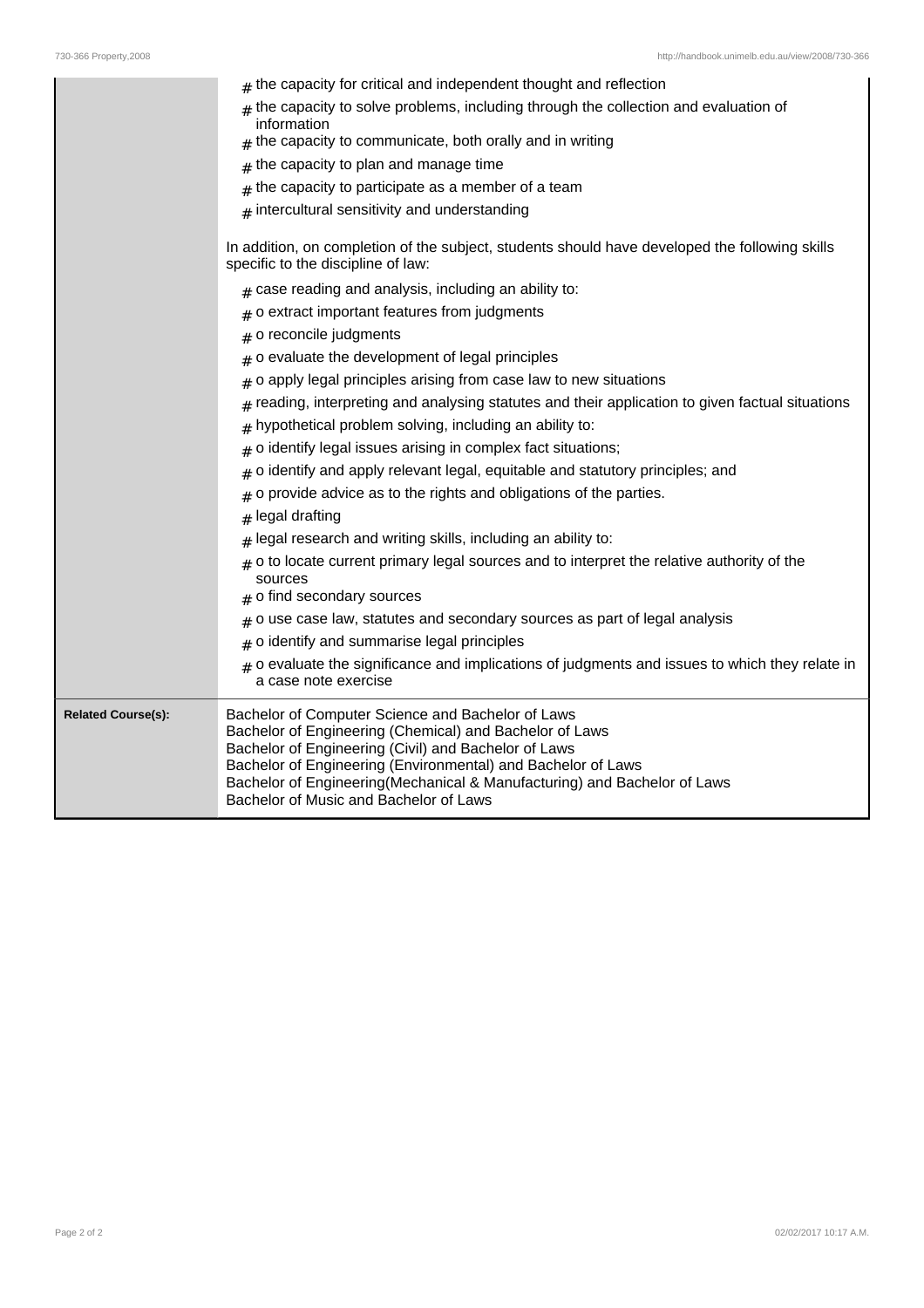| | |
|---|---|
| | # the capacity for critical and independent thought and reflection<br># the capacity to solve problems, including through the collection and evaluation of information<br># the capacity to communicate, both orally and in writing<br># the capacity to plan and manage time<br># the capacity to participate as a member of a team<br># intercultural sensitivity and understanding<br><br>In addition, on completion of the subject, students should have developed the following skills specific to the discipline of law:<br><br># case reading and analysis, including an ability to:<br># o extract important features from judgments<br># o reconcile judgments<br># o evaluate the development of legal principles<br># o apply legal principles arising from case law to new situations<br># reading, interpreting and analysing statutes and their application to given factual situations<br># hypothetical problem solving, including an ability to:<br># o identify legal issues arising in complex fact situations;<br># o identify and apply relevant legal, equitable and statutory principles; and<br># o provide advice as to the rights and obligations of the parties.<br># legal drafting<br># legal research and writing skills, including an ability to:<br># o to locate current primary legal sources and to interpret the relative authority of the sources<br># o find secondary sources<br># o use case law, statutes and secondary sources as part of legal analysis<br># o identify and summarise legal principles<br># o evaluate the significance and implications of judgments and issues to which they relate in a case note exercise |
| **Related Course(s):** | Bachelor of Computer Science and Bachelor of Laws<br>Bachelor of Engineering (Chemical) and Bachelor of Laws<br>Bachelor of Engineering (Civil) and Bachelor of Laws<br>Bachelor of Engineering (Environmental) and Bachelor of Laws<br>Bachelor of Engineering(Mechanical & Manufacturing) and Bachelor of Laws<br>Bachelor of Music and Bachelor of Laws |